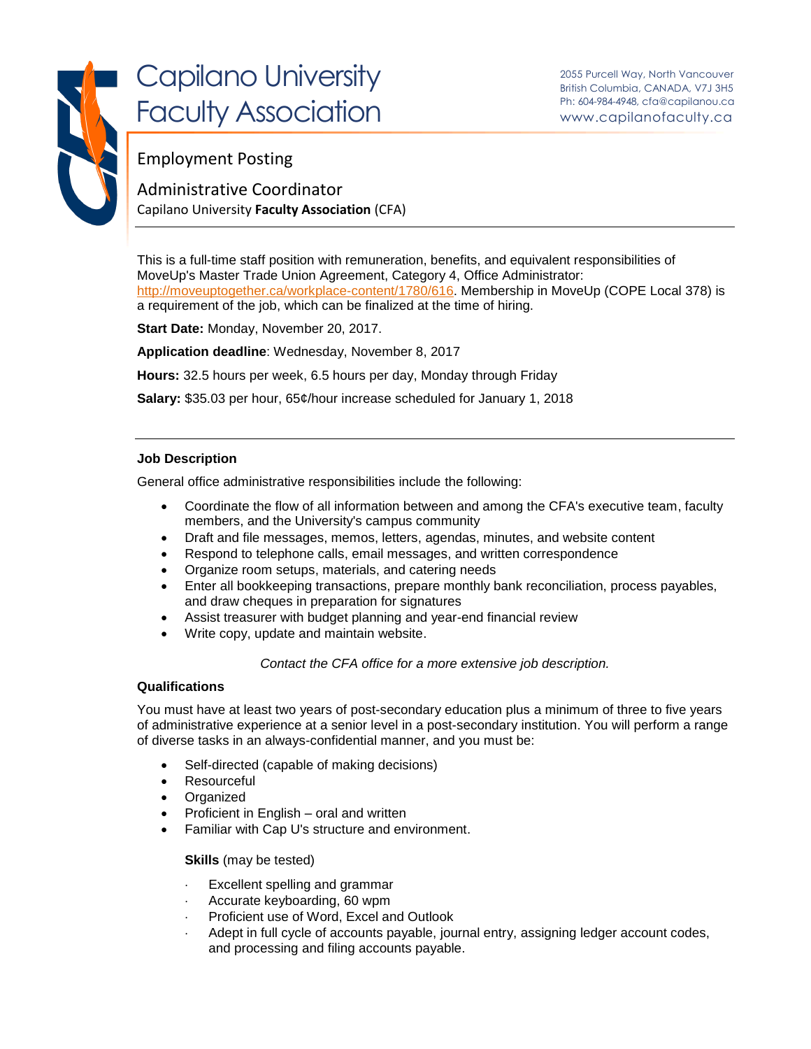# Capilano University Faculty Association

2055 Purcell Way, North Vancouver
British Columbia, CANADA, V7J 3H5
Ph: 604-984-4948, cfa@capilanou.ca
www.capilanofaculty.ca

## Employment Posting

## Administrative Coordinator

Capilano University **Faculty Association** (CFA)

---

This is a full-time staff position with remuneration, benefits, and equivalent responsibilities of MoveUp's Master Trade Union Agreement, Category 4, Office Administrator: http://moveuptogether.ca/workplace-content/1780/616. Membership in MoveUp (COPE Local 378) is a requirement of the job, which can be finalized at the time of hiring.

**Start Date:** Monday, November 20, 2017.

**Application deadline**: Wednesday, November 8, 2017

**Hours:** 32.5 hours per week, 6.5 hours per day, Monday through Friday

**Salary:** $35.03 per hour, 65¢/hour increase scheduled for January 1, 2018

---

### Job Description

General office administrative responsibilities include the following:

- Coordinate the flow of all information between and among the CFA's executive team, faculty members, and the University's campus community
- Draft and file messages, memos, letters, agendas, minutes, and website content
- Respond to telephone calls, email messages, and written correspondence
- Organize room setups, materials, and catering needs
- Enter all bookkeeping transactions, prepare monthly bank reconciliation, process payables, and draw cheques in preparation for signatures
- Assist treasurer with budget planning and year-end financial review
- Write copy, update and maintain website.

*Contact the CFA office for a more extensive job description.*

### Qualifications

You must have at least two years of post-secondary education plus a minimum of three to five years of administrative experience at a senior level in a post-secondary institution. You will perform a range of diverse tasks in an always-confidential manner, and you must be:

- Self-directed (capable of making decisions)
- Resourceful
- Organized
- Proficient in English – oral and written
- Familiar with Cap U's structure and environment.

**Skills** (may be tested)

- Excellent spelling and grammar
- Accurate keyboarding, 60 wpm
- Proficient use of Word, Excel and Outlook
- Adept in full cycle of accounts payable, journal entry, assigning ledger account codes, and processing and filing accounts payable.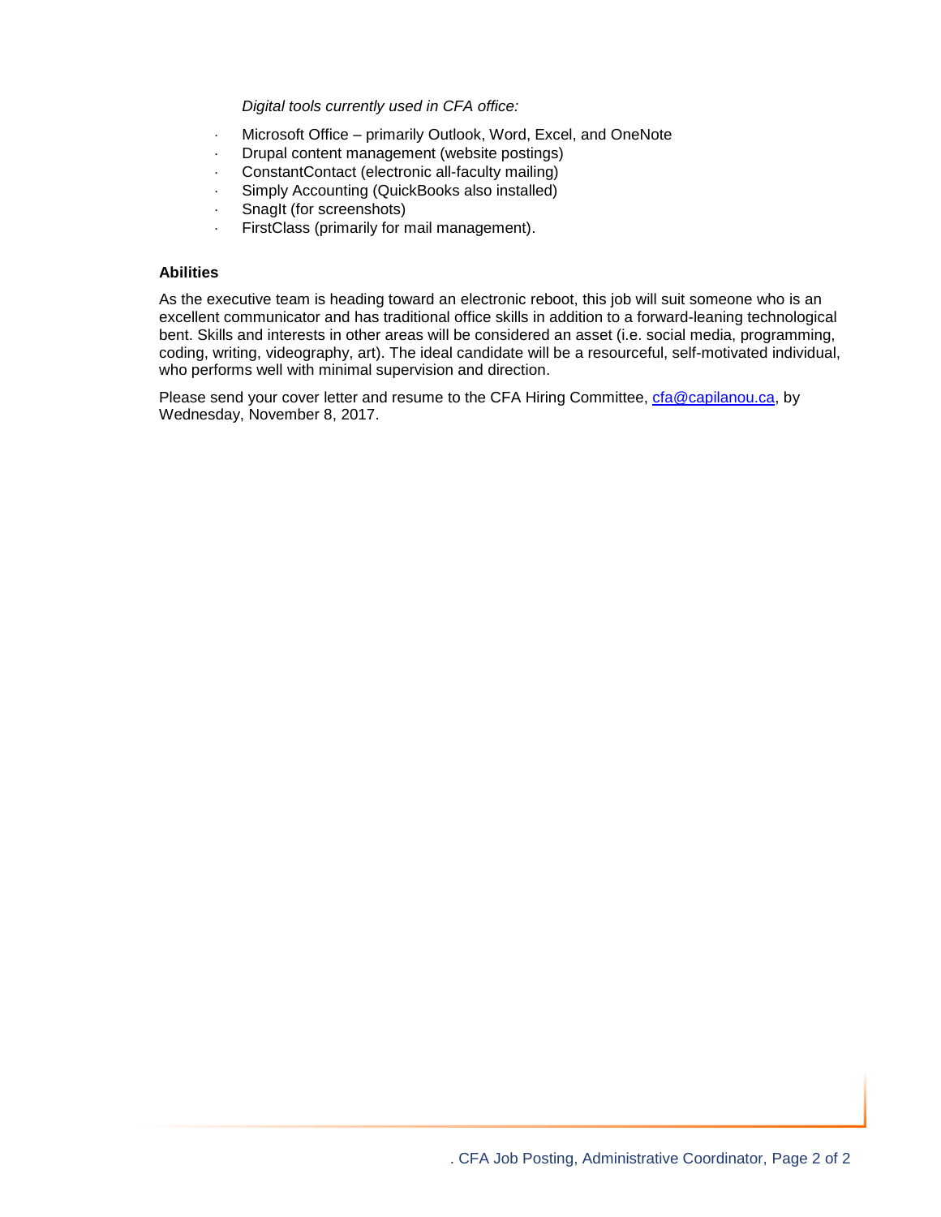*Digital tools currently used in CFA office:*

- Microsoft Office – primarily Outlook, Word, Excel, and OneNote
- Drupal content management (website postings)
- ConstantContact (electronic all-faculty mailing)
- Simply Accounting (QuickBooks also installed)
- SnagIt (for screenshots)
- FirstClass (primarily for mail management).

**Abilities**

As the executive team is heading toward an electronic reboot, this job will suit someone who is an excellent communicator and has traditional office skills in addition to a forward-leaning technological bent. Skills and interests in other areas will be considered an asset (i.e. social media, programming, coding, writing, videography, art). The ideal candidate will be a resourceful, self-motivated individual, who performs well with minimal supervision and direction.

Please send your cover letter and resume to the CFA Hiring Committee, cfa@capilanou.ca, by Wednesday, November 8, 2017.